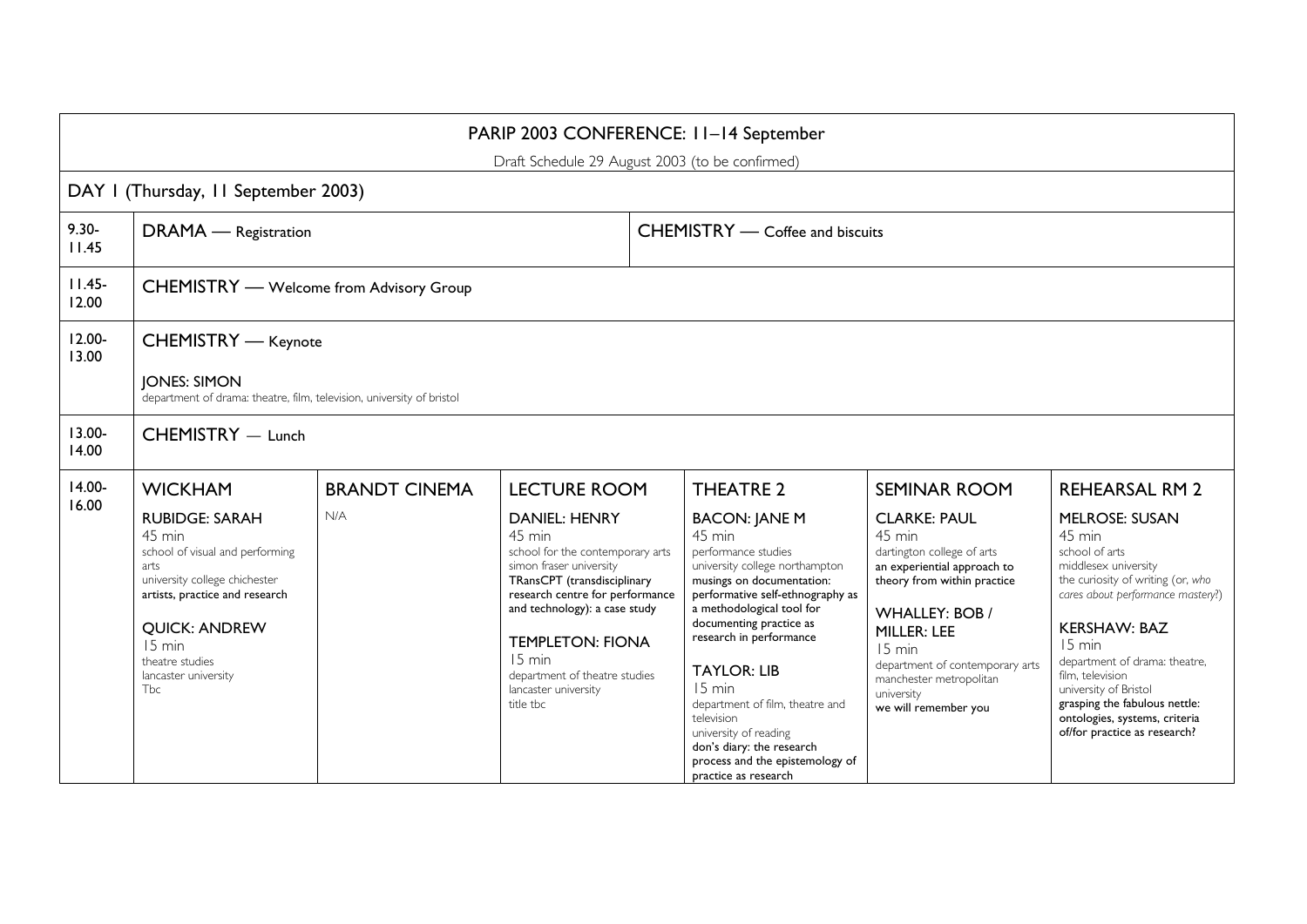# PARIP 2003 CONFERENCE: 11–14 September

Draft Schedule 29 August 2003 (to be confirmed)

## DAY 1 (Thursday, 11 September 2003)

| | | | | | | |
|---|---|---|---|---|---|---|
| 9.30-11.45 | DRAMA — Registration | | | CHEMISTRY — Coffee and biscuits | | |
| 11.45-12.00 | CHEMISTRY — Welcome from Advisory Group | | | | | |
| 12.00-13.00 | CHEMISTRY — Keynote<br><br>JONES: SIMON<br>department of drama: theatre, film, television, university of bristol | | | | | |
| 13.00-14.00 | CHEMISTRY — Lunch | | | | | |
| 14.00-16.00 | **WICKHAM**<br><br>RUBIDGE: SARAH<br>45 min<br>school of visual and performing arts<br>university college chichester<br>artists, practice and research<br><br>QUICK: ANDREW<br>15 min<br>theatre studies<br>lancaster university<br>Tbc | **BRANDT CINEMA**<br><br>N/A | **LECTURE ROOM**<br><br>DANIEL: HENRY<br>45 min<br>school for the contemporary arts<br>simon fraser university<br>TRansCPT (transdisciplinary research centre for performance and technology): a case study<br><br>TEMPLETON: FIONA<br>15 min<br>department of theatre studies<br>lancaster university<br>title tbc | **THEATRE 2**<br><br>BACON: JANE M<br>45 min<br>performance studies<br>university college northampton<br>musings on documentation: performative self-ethnography as a methodological tool for documenting practice as research in performance<br><br>TAYLOR: LIB<br>15 min<br>department of film, theatre and television<br>university of reading<br>don's diary: the research process and the epistemology of practice as research | **SEMINAR ROOM**<br><br>CLARKE: PAUL<br>45 min<br>dartington college of arts<br>an experiential approach to theory from within practice<br><br>WHALLEY: BOB / MILLER: LEE<br>15 min<br>department of contemporary arts<br>manchester metropolitan university<br>we will remember you | **REHEARSAL RM 2**<br><br>MELROSE: SUSAN<br>45 min<br>school of arts<br>middlesex university<br>the curiosity of writing (or, *who cares about performance mastery?*)<br><br>KERSHAW: BAZ<br>15 min<br>department of drama: theatre, film, television<br>university of Bristol<br>grasping the fabulous nettle: ontologies, systems, criteria of/for practice as research? |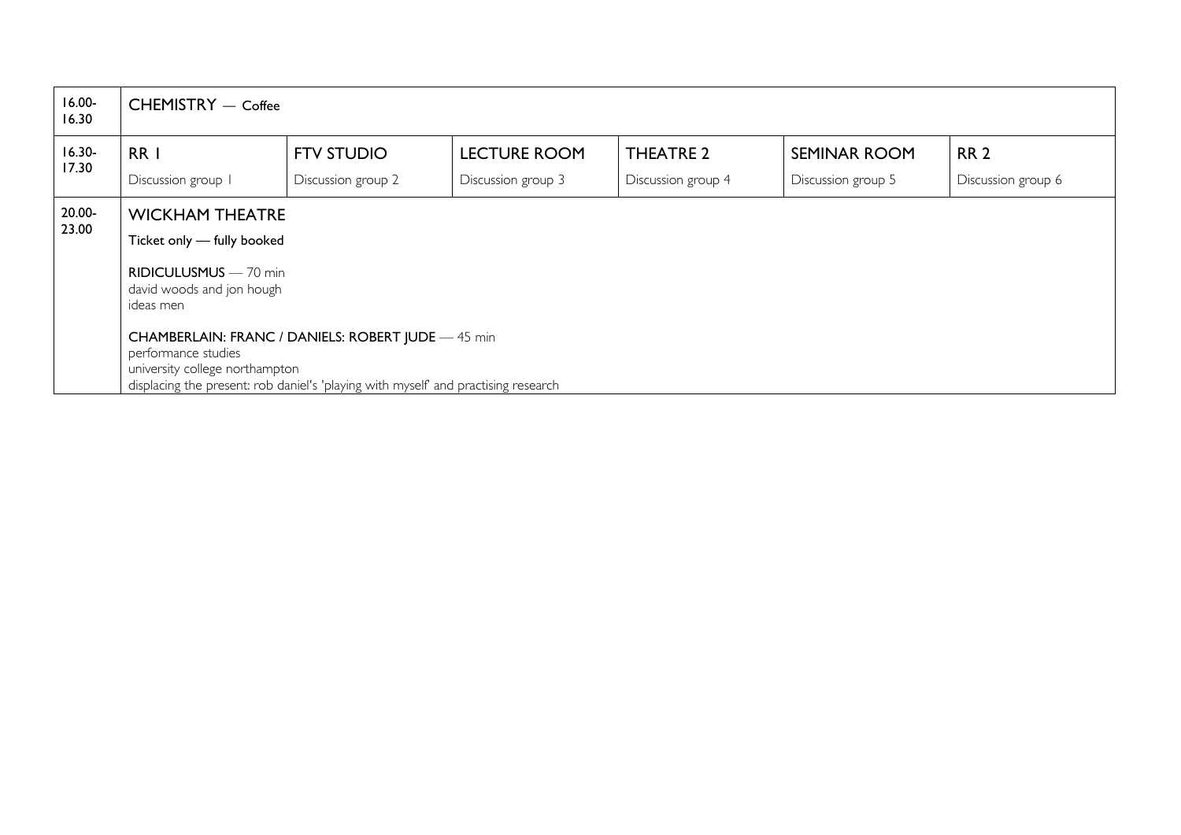| | | | | | | |
|---|---|---|---|---|---|---|
| 16.00-16.30 | CHEMISTRY — Coffee | | | | | |
| 16.30-17.30 | RR 1<br>Discussion group 1 | FTV STUDIO<br>Discussion group 2 | LECTURE ROOM<br>Discussion group 3 | THEATRE 2<br>Discussion group 4 | SEMINAR ROOM<br>Discussion group 5 | RR 2<br>Discussion group 6 |
| 20.00-23.00 | WICKHAM THEATRE<br>Ticket only — fully booked<br><br>**RIDICULUSMUS** — 70 min<br>david woods and jon hough<br>ideas men<br><br>**CHAMBERLAIN: FRANC / DANIELS: ROBERT JUDE** — 45 min<br>performance studies<br>university college northampton<br>displacing the present: rob daniel's 'playing with myself' and practising research | | | | | |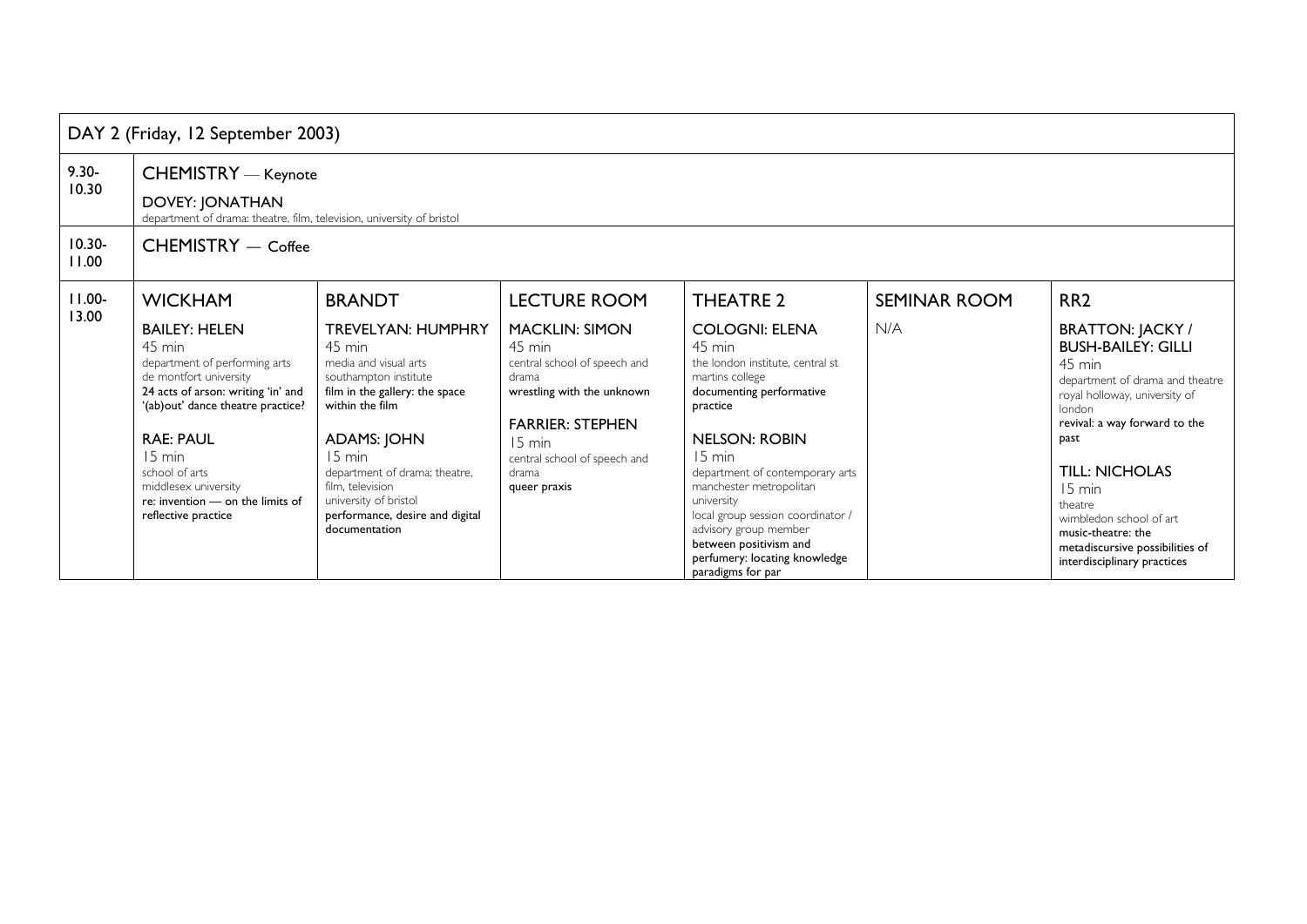| DAY 2 (Friday, 12 September 2003) | | | | | | |
|---|---|---|---|---|---|---|
| 9.30-10.30 | CHEMISTRY — Keynote<br><br>DOVEY: JONATHAN<br>department of drama: theatre, film, television, university of bristol | | | | | |
| 10.30-11.00 | CHEMISTRY — Coffee | | | | | |
| 11.00-13.00 | WICKHAM | BRANDT | LECTURE ROOM | THEATRE 2 | SEMINAR ROOM | RR2 |
| | BAILEY: HELEN<br>45 min<br>department of performing arts<br>de montfort university<br>24 acts of arson: writing 'in' and '(ab)out' dance theatre practice?<br><br>RAE: PAUL<br>15 min<br>school of arts<br>middlesex university<br>re: invention — on the limits of reflective practice | TREVELYAN: HUMPHRY<br>45 min<br>media and visual arts<br>southampton institute<br>film in the gallery: the space within the film<br><br>ADAMS: JOHN<br>15 min<br>department of drama: theatre, film, television<br>university of bristol<br>performance, desire and digital documentation | MACKLIN: SIMON<br>45 min<br>central school of speech and drama<br>wrestling with the unknown<br><br>FARRIER: STEPHEN<br>15 min<br>central school of speech and drama<br>queer praxis | COLOGNI: ELENA<br>45 min<br>the london institute, central st martins college<br>documenting performative practice<br><br>NELSON: ROBIN<br>15 min<br>department of contemporary arts<br>manchester metropolitan university<br>local group session coordinator / advisory group member<br>between positivism and perfumery: locating knowledge paradigms for par | N/A | BRATTON: JACKY / BUSH-BAILEY: GILLI<br>45 min<br>department of drama and theatre<br>royal holloway, university of london<br>revival: a way forward to the past<br><br>TILL: NICHOLAS<br>15 min<br>theatre<br>wimbledon school of art<br>music-theatre: the metadiscursive possibilities of interdisciplinary practices |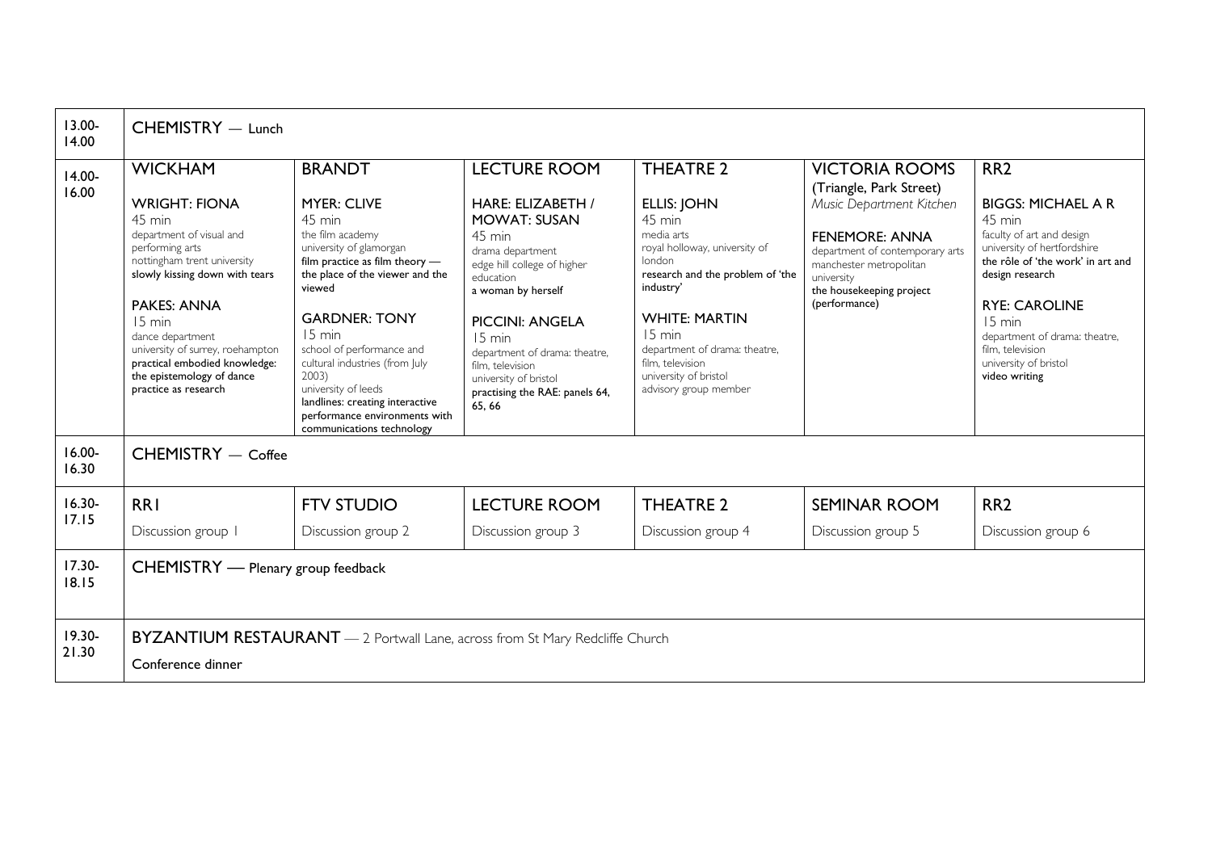| | | | | | | |
|---|---|---|---|---|---|---|
| 13.00-14.00 | CHEMISTRY — Lunch | | | | | |
| 14.00-16.00 | **WICKHAM**<br><br>WRIGHT: FIONA<br>45 min<br>department of visual and performing arts<br>nottingham trent university<br>slowly kissing down with tears<br><br>PAKES: ANNA<br>15 min<br>dance department<br>university of surrey, roehampton<br>practical embodied knowledge: the epistemology of dance practice as research | **BRANDT**<br><br>MYER: CLIVE<br>45 min<br>the film academy<br>university of glamorgan<br>film practice as film theory — the place of the viewer and the viewed<br><br>GARDNER: TONY<br>15 min<br>school of performance and cultural industries (from July 2003)<br>university of leeds<br>landlines: creating interactive performance environments with communications technology | **LECTURE ROOM**<br><br>HARE: ELIZABETH / MOWAT: SUSAN<br>45 min<br>drama department<br>edge hill college of higher education<br>a woman by herself<br><br>PICCINI: ANGELA<br>15 min<br>department of drama: theatre, film, television<br>university of bristol<br>practising the RAE: panels 64, 65, 66 | **THEATRE 2**<br><br>ELLIS: JOHN<br>45 min<br>media arts<br>royal holloway, university of london<br>research and the problem of 'the industry'<br><br>WHITE: MARTIN<br>15 min<br>department of drama: theatre, film, television<br>university of bristol<br>advisory group member | **VICTORIA ROOMS**<br>(Triangle, Park Street)<br>*Music Department Kitchen*<br><br>FENEMORE: ANNA<br>department of contemporary arts<br>manchester metropolitan university<br>the housekeeping project (performance) | **RR2**<br><br>BIGGS: MICHAEL A R<br>45 min<br>faculty of art and design<br>university of hertfordshire<br>the rôle of 'the work' in art and design research<br><br>RYE: CAROLINE<br>15 min<br>department of drama: theatre, film, television<br>university of bristol<br>video writing |
| 16.00-16.30 | CHEMISTRY — Coffee | | | | | |
| 16.30-17.15 | **RR1**<br>Discussion group 1 | **FTV STUDIO**<br>Discussion group 2 | **LECTURE ROOM**<br>Discussion group 3 | **THEATRE 2**<br>Discussion group 4 | **SEMINAR ROOM**<br>Discussion group 5 | **RR2**<br>Discussion group 6 |
| 17.30-18.15 | CHEMISTRY — Plenary group feedback | | | | | |
| 19.30-21.30 | BYZANTIUM RESTAURANT — 2 Portwall Lane, across from St Mary Redcliffe Church<br>Conference dinner | | | | | |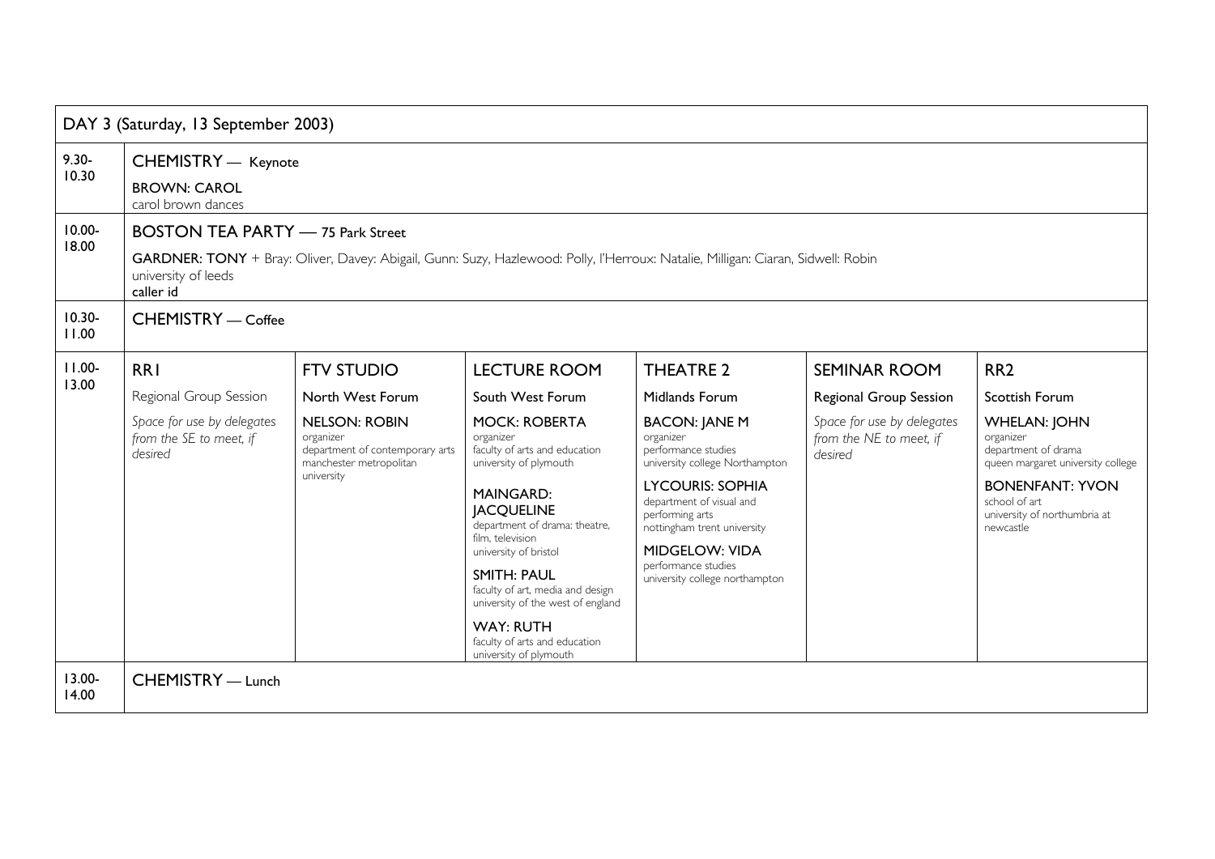| DAY 3 (Saturday, 13 September 2003) | | | | | | |
|---|---|---|---|---|---|---|
| 9.30-10.30 | **CHEMISTRY** — Keynote<br>**BROWN: CAROL**<br>carol brown dances | | | | | |
| 10.00-18.00 | **BOSTON TEA PARTY** — 75 Park Street<br>**GARDNER: TONY** + Bray: Oliver, Davey: Abigail, Gunn: Suzy, Hazlewood: Polly, l'Herroux: Natalie, Milligan: Ciaran, Sidwell: Robin<br>university of leeds<br>caller id | | | | | |
| 10.30-11.00 | **CHEMISTRY** — Coffee | | | | | |
| 11.00-13.00 | **RR1**<br>Regional Group Session<br>*Space for use by delegates from the SE to meet, if desired* | **FTV STUDIO**<br>North West Forum<br>**NELSON: ROBIN**<br>organizer<br>department of contemporary arts<br>manchester metropolitan university | **LECTURE ROOM**<br>South West Forum<br>**MOCK: ROBERTA**<br>organizer<br>faculty of arts and education<br>university of plymouth<br>**MAINGARD: JACQUELINE**<br>department of drama: theatre, film, television<br>university of bristol<br>**SMITH: PAUL**<br>faculty of art, media and design<br>university of the west of england<br>**WAY: RUTH**<br>faculty of arts and education<br>university of plymouth | **THEATRE 2**<br>Midlands Forum<br>**BACON: JANE M**<br>organizer<br>performance studies<br>university college Northampton<br>**LYCOURIS: SOPHIA**<br>department of visual and performing arts<br>nottingham trent university<br>**MIDGELOW: VIDA**<br>performance studies<br>university college northampton | **SEMINAR ROOM**<br>Regional Group Session<br>*Space for use by delegates from the NE to meet, if desired* | **RR2**<br>Scottish Forum<br>**WHELAN: JOHN**<br>organizer<br>department of drama<br>queen margaret university college<br>**BONENFANT: YVON**<br>school of art<br>university of northumbria at newcastle |
| 13.00-14.00 | **CHEMISTRY** — Lunch | | | | | |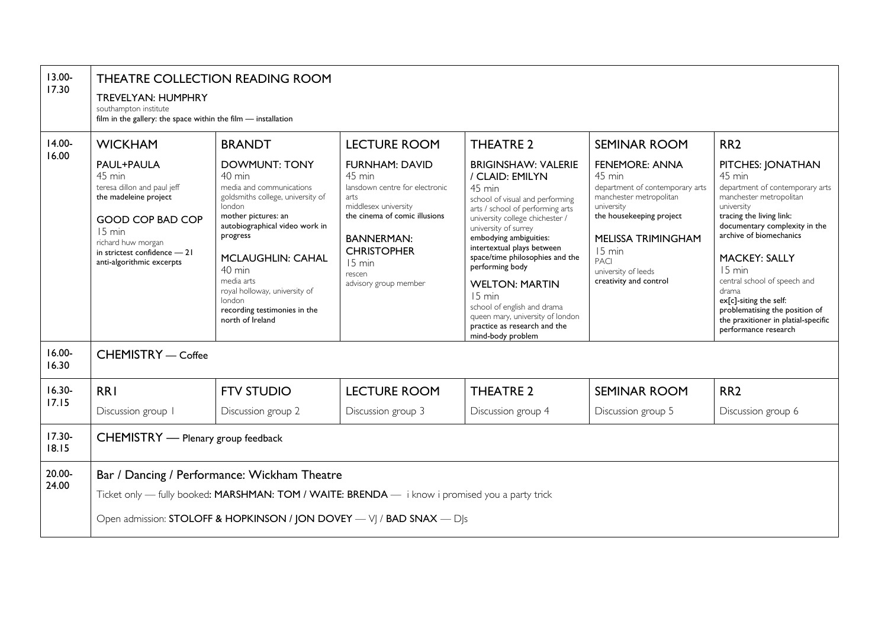| | | | | | | |
|---|---|---|---|---|---|---|
| 13.00-17.30 | **THEATRE COLLECTION READING ROOM**<br>**TREVELYAN: HUMPHRY**<br>southampton institute<br>film in the gallery: the space within the film — installation | | | | | |
| 14.00-16.00 | **WICKHAM**<br>**PAUL+PAULA**<br>45 min<br>teresa dillon and paul jeff<br>the madeleine project<br><br>**GOOD COP BAD COP**<br>15 min<br>richard huw morgan<br>in strictest confidence — 21 anti-algorithmic excerpts | **BRANDT**<br>**DOWMUNT: TONY**<br>40 min<br>media and communications<br>goldsmiths college, university of london<br>mother pictures: an autobiographical video work in progress<br><br>**MCLAUGHLIN: CAHAL**<br>40 min<br>media arts<br>royal holloway, university of london<br>recording testimonies in the north of Ireland | **LECTURE ROOM**<br>**FURNHAM: DAVID**<br>45 min<br>lansdown centre for electronic arts<br>middlesex university<br>the cinema of comic illusions<br><br>**BANNERMAN: CHRISTOPHER**<br>15 min<br>rescen<br>advisory group member | **THEATRE 2**<br>**BRIGINSHAW: VALERIE / CLAID: EMILYN**<br>45 min<br>school of visual and performing arts / school of performing arts<br>university college chichester / university of surrey<br>embodying ambiguities: intertextual plays between space/time philosophies and the performing body<br><br>**WELTON: MARTIN**<br>15 min<br>school of english and drama<br>queen mary, university of london<br>practice as research and the mind-body problem | **SEMINAR ROOM**<br>**FENEMORE: ANNA**<br>45 min<br>department of contemporary arts<br>manchester metropolitan university<br>the housekeeping project<br><br>**MELISSA TRIMINGHAM**<br>15 min<br>PACI<br>university of leeds<br>creativity and control | **RR2**<br>**PITCHES: JONATHAN**<br>45 min<br>department of contemporary arts<br>manchester metropolitan university<br>tracing the living link: documentary complexity in the archive of biomechanics<br><br>**MACKEY: SALLY**<br>15 min<br>central school of speech and drama<br>ex[c]-siting the self: problematising the position of the praxitioner in platial-specific performance research |
| 16.00-16.30 | **CHEMISTRY** — Coffee | | | | | |
| 16.30-17.15 | **RR1**<br>Discussion group 1 | **FTV STUDIO**<br>Discussion group 2 | **LECTURE ROOM**<br>Discussion group 3 | **THEATRE 2**<br>Discussion group 4 | **SEMINAR ROOM**<br>Discussion group 5 | **RR2**<br>Discussion group 6 |
| 17.30-18.15 | **CHEMISTRY** — Plenary group feedback | | | | | |
| 20.00-24.00 | Bar / Dancing / Performance: Wickham Theatre<br>Ticket only — fully booked: **MARSHMAN: TOM / WAITE: BRENDA** — i know i promised you a party trick<br>Open admission: **STOLOFF & HOPKINSON / JON DOVEY** — VJ / **BAD SNAX** — DJs | | | | | |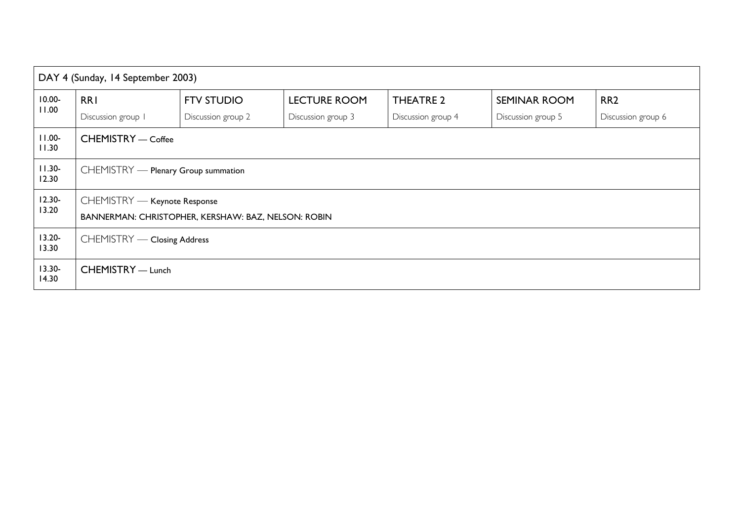| DAY 4 (Sunday, 14 September 2003) | | | | | | |
|---|---|---|---|---|---|---|
| 10.00-11.00 | RR1<br>Discussion group 1 | FTV STUDIO<br>Discussion group 2 | LECTURE ROOM<br>Discussion group 3 | THEATRE 2<br>Discussion group 4 | SEMINAR ROOM<br>Discussion group 5 | RR2<br>Discussion group 6 |
| 11.00-11.30 | CHEMISTRY — Coffee | | | | | |
| 11.30-12.30 | CHEMISTRY — Plenary Group summation | | | | | |
| 12.30-13.20 | CHEMISTRY — Keynote Response<br>BANNERMAN: CHRISTOPHER, KERSHAW: BAZ, NELSON: ROBIN | | | | | |
| 13.20-13.30 | CHEMISTRY — Closing Address | | | | | |
| 13.30-14.30 | CHEMISTRY — Lunch | | | | | |